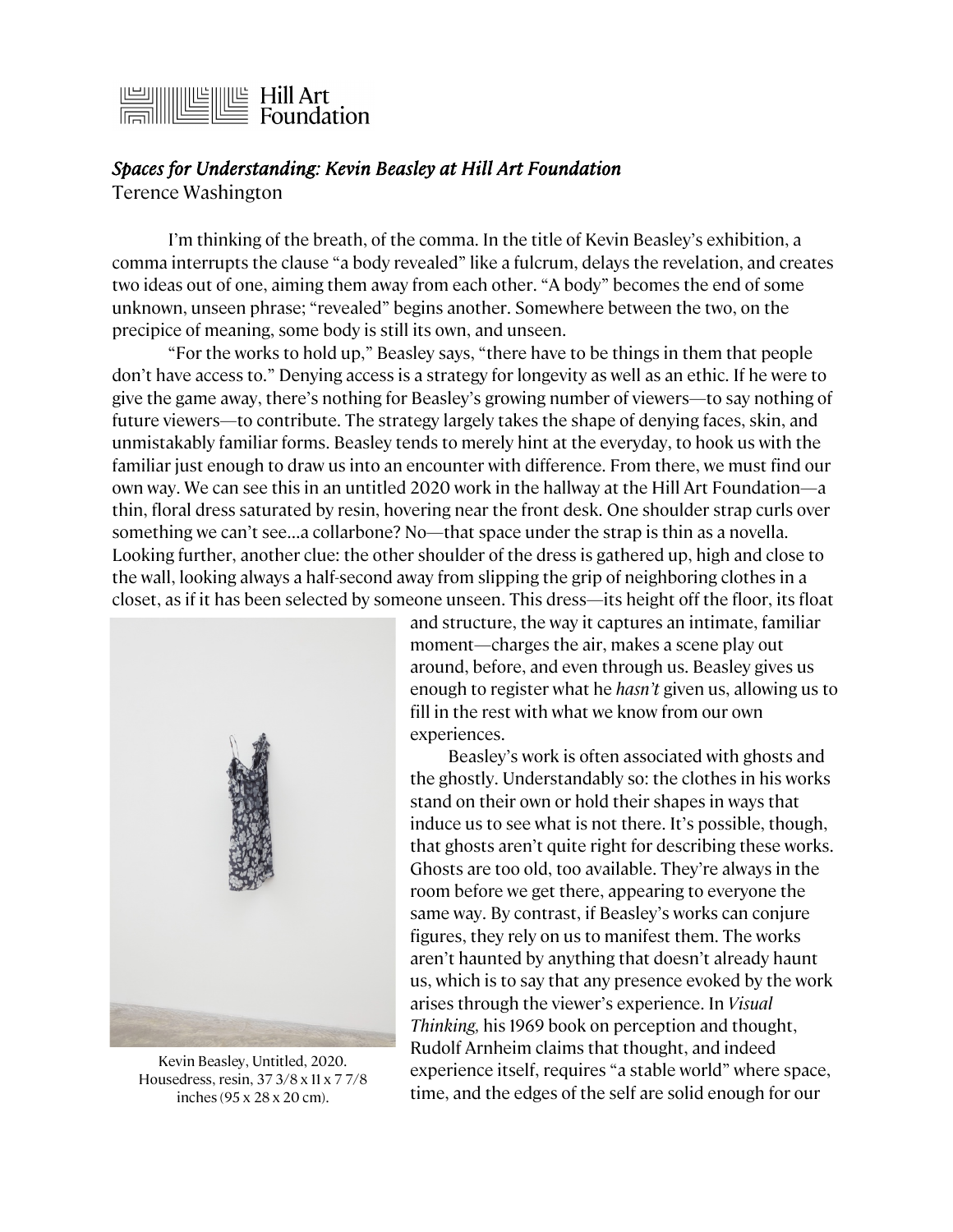Hill Art Foundation

## *Spaces for Understanding: Kevin Beasley at Hill Art Foundation*

Terence Washington

I'm thinking of the breath, of the comma. In the title of Kevin Beasley's exhibition, a comma interrupts the clause "a body revealed" like a fulcrum, delays the revelation, and creates two ideas out of one, aiming them away from each other. "A body" becomes the end of some unknown, unseen phrase; "revealed" begins another. Somewhere between the two, on the precipice of meaning, some body is still its own, and unseen.

"For the works to hold up," Beasley says, "there have to be things in them that people don't have access to." Denying access is a strategy for longevity as well as an ethic. If he were to give the game away, there's nothing for Beasley's growing number of viewers—to say nothing of future viewers—to contribute. The strategy largely takes the shape of denying faces, skin, and unmistakably familiar forms. Beasley tends to merely hint at the everyday, to hook us with the familiar just enough to draw us into an encounter with difference. From there, we must find our own way. We can see this in an untitled 2020 work in the hallway at the Hill Art Foundation—a thin, floral dress saturated by resin, hovering near the front desk. One shoulder strap curls over something we can't see…a collarbone? No—that space under the strap is thin as a novella. Looking further, another clue: the other shoulder of the dress is gathered up, high and close to the wall, looking always a half-second away from slipping the grip of neighboring clothes in a closet, as if it has been selected by someone unseen. This dress—its height off the floor, its float and structure, the way it captures an intimate, familiar moment—charges the air, makes a scene play out around, before, and even through us. Beasley gives us enough to register what he *hasn't* given us, allowing us to fill in the rest with what we know from our own experiences.

Kevin Beasley, Untitled, 2020. Housedress, resin, 37 3/8 x 11 x 7 7/8 inches (95 x 28 x 20 cm).

Beasley's work is often associated with ghosts and the ghostly. Understandably so: the clothes in his works stand on their own or hold their shapes in ways that induce us to see what is not there. It's possible, though, that ghosts aren't quite right for describing these works. Ghosts are too old, too available. They're always in the room before we get there, appearing to everyone the same way. By contrast, if Beasley's works can conjure figures, they rely on us to manifest them. The works aren't haunted by anything that doesn't already haunt us, which is to say that any presence evoked by the work arises through the viewer's experience. In *Visual Thinking*, his 1969 book on perception and thought, Rudolf Arnheim claims that thought, and indeed experience itself, requires "a stable world" where space, time, and the edges of the self are solid enough for our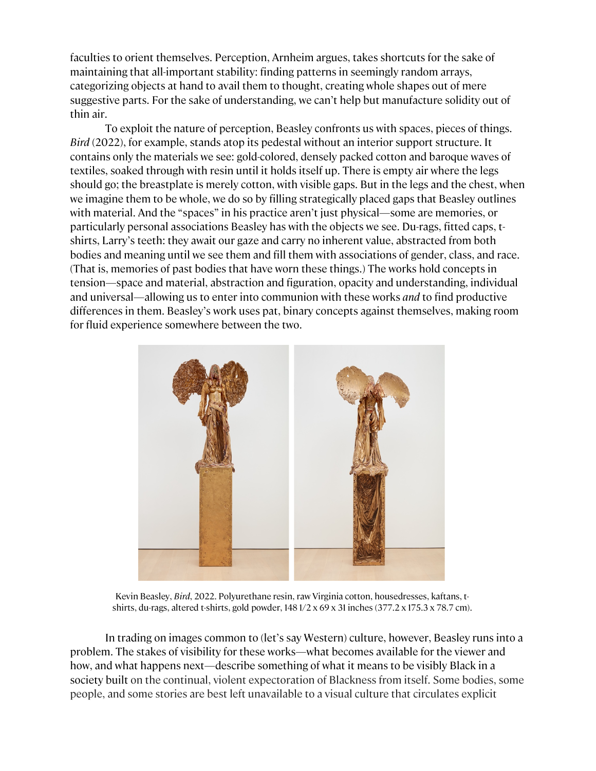faculties to orient themselves. Perception, Arnheim argues, takes shortcuts for the sake of maintaining that all-important stability: finding patterns in seemingly random arrays, categorizing objects at hand to avail them to thought, creating whole shapes out of mere suggestive parts. For the sake of understanding, we can't help but manufacture solidity out of thin air.

To exploit the nature of perception, Beasley confronts us with spaces, pieces of things. *Bird* (2022), for example, stands atop its pedestal without an interior support structure. It contains only the materials we see: gold-colored, densely packed cotton and baroque waves of textiles, soaked through with resin until it holds itself up. There is empty air where the legs should go; the breastplate is merely cotton, with visible gaps. But in the legs and the chest, when we imagine them to be whole, we do so by filling strategically placed gaps that Beasley outlines with material. And the "spaces" in his practice aren't just physical—some are memories, or particularly personal associations Beasley has with the objects we see. Du-rags, fitted caps, t-shirts, Larry's teeth: they await our gaze and carry no inherent value, abstracted from both bodies and meaning until we see them and fill them with associations of gender, class, and race. (That is, memories of past bodies that have worn these things.) The works hold concepts in tension—space and material, abstraction and figuration, opacity and understanding, individual and universal—allowing us to enter into communion with these works *and* to find productive differences in them. Beasley's work uses pat, binary concepts against themselves, making room for fluid experience somewhere between the two.

Kevin Beasley, *Bird*, 2022. Polyurethane resin, raw Virginia cotton, housedresses, kaftans, t-shirts, du-rags, altered t-shirts, gold powder, 148 1/2 x 69 x 31 inches (377.2 x 175.3 x 78.7 cm).

In trading on images common to (let's say Western) culture, however, Beasley runs into a problem. The stakes of visibility for these works—what becomes available for the viewer and how, and what happens next—describe something of what it means to be visibly Black in a society built on the continual, violent expectoration of Blackness from itself. Some bodies, some people, and some stories are best left unavailable to a visual culture that circulates explicit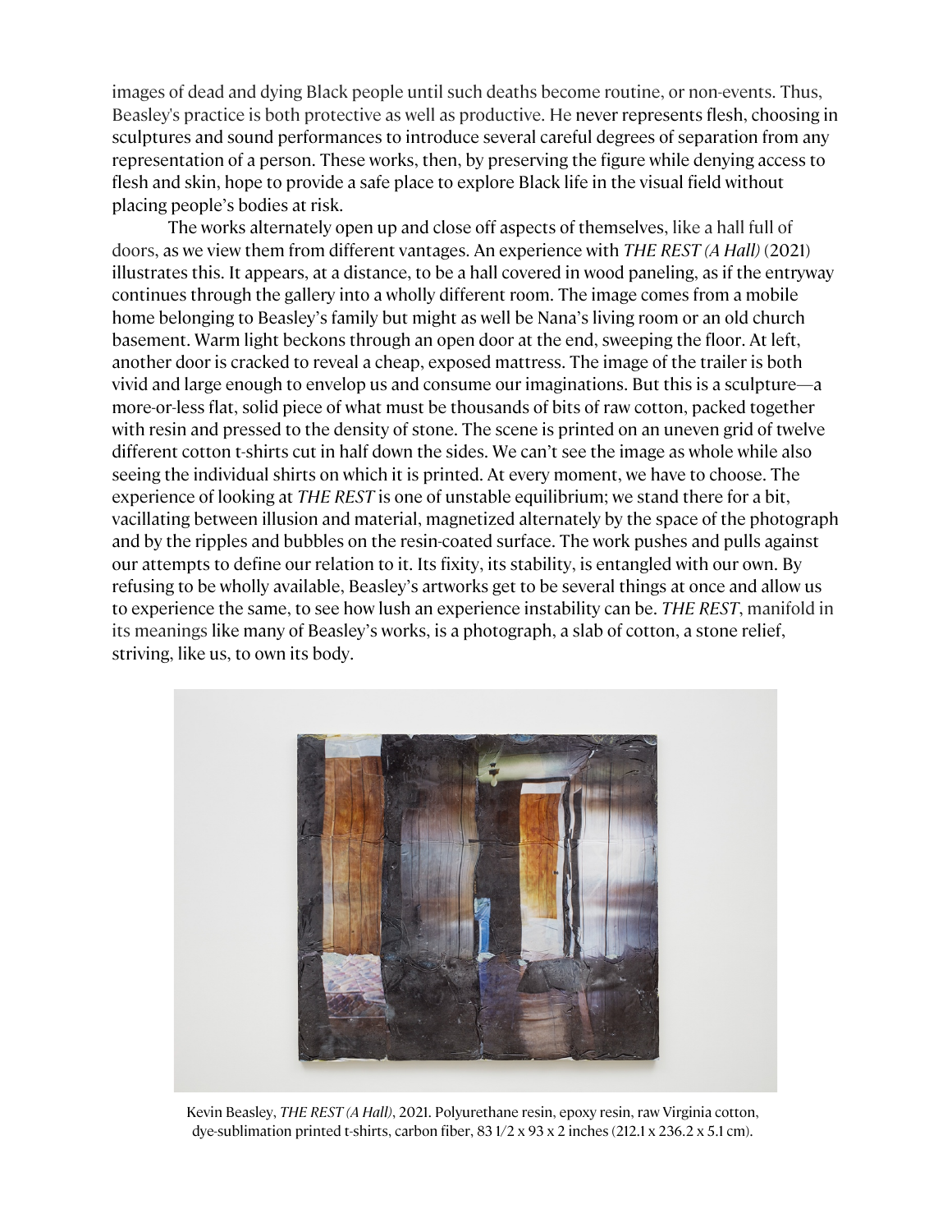images of dead and dying Black people until such deaths become routine, or non-events. Thus, Beasley's practice is both protective as well as productive. He never represents flesh, choosing in sculptures and sound performances to introduce several careful degrees of separation from any representation of a person. These works, then, by preserving the figure while denying access to flesh and skin, hope to provide a safe place to explore Black life in the visual field without placing people's bodies at risk.

The works alternately open up and close off aspects of themselves, like a hall full of doors, as we view them from different vantages. An experience with *THE REST (A Hall)* (2021) illustrates this. It appears, at a distance, to be a hall covered in wood paneling, as if the entryway continues through the gallery into a wholly different room. The image comes from a mobile home belonging to Beasley's family but might as well be Nana's living room or an old church basement. Warm light beckons through an open door at the end, sweeping the floor. At left, another door is cracked to reveal a cheap, exposed mattress. The image of the trailer is both vivid and large enough to envelop us and consume our imaginations. But this is a sculpture—a more-or-less flat, solid piece of what must be thousands of bits of raw cotton, packed together with resin and pressed to the density of stone. The scene is printed on an uneven grid of twelve different cotton t-shirts cut in half down the sides. We can't see the image as whole while also seeing the individual shirts on which it is printed. At every moment, we have to choose. The experience of looking at *THE REST* is one of unstable equilibrium; we stand there for a bit, vacillating between illusion and material, magnetized alternately by the space of the photograph and by the ripples and bubbles on the resin-coated surface. The work pushes and pulls against our attempts to define our relation to it. Its fixity, its stability, is entangled with our own. By refusing to be wholly available, Beasley's artworks get to be several things at once and allow us to experience the same, to see how lush an experience instability can be. *THE REST*, manifold in its meanings like many of Beasley's works, is a photograph, a slab of cotton, a stone relief, striving, like us, to own its body.

Kevin Beasley, *THE REST (A Hall)*, 2021. Polyurethane resin, epoxy resin, raw Virginia cotton, dye-sublimation printed t-shirts, carbon fiber, 83 1/2 x 93 x 2 inches (212.1 x 236.2 x 5.1 cm).